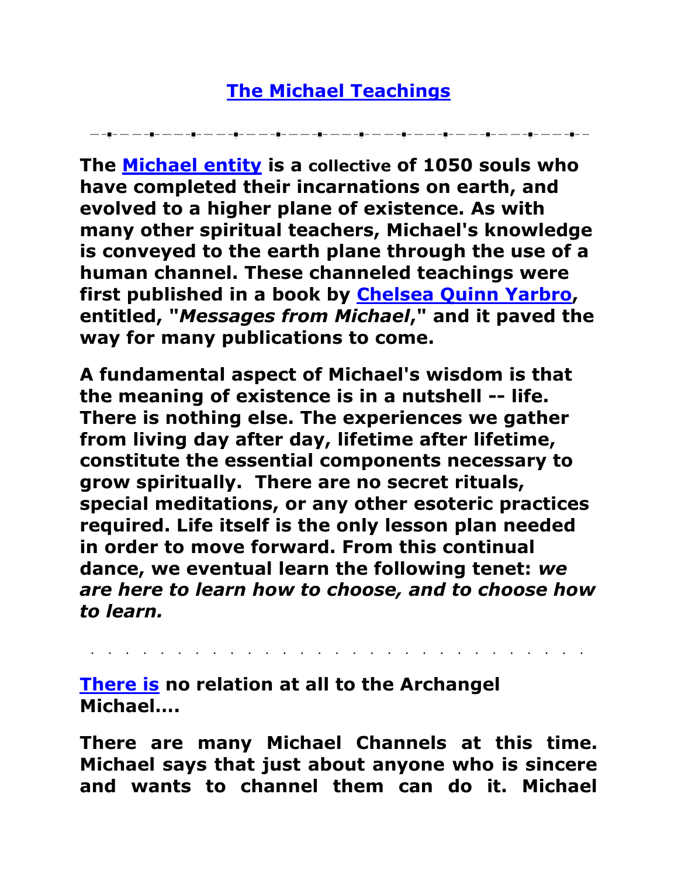# The Michael Teachings

**The Michael entity is a collective of 1050 souls who have completed their incarnations on earth, and evolved to a higher plane of existence. As with many other spiritual teachers, Michael's knowledge is conveyed to the earth plane through the use of a human channel. These channeled teachings were first published in a book by Chelsea Quinn Yarbro, entitled, "*Messages from Michael*," and it paved the way for many publications to come.**

**A fundamental aspect of Michael's wisdom is that the meaning of existence is in a nutshell -- life. There is nothing else. The experiences we gather from living day after day, lifetime after lifetime, constitute the essential components necessary to grow spiritually. There are no secret rituals, special meditations, or any other esoteric practices required. Life itself is the only lesson plan needed in order to move forward. From this continual dance, we eventual learn the following tenet: *we are here to learn how to choose, and to choose how to learn.***

**There is no relation at all to the Archangel Michael....**

**There are many Michael Channels at this time. Michael says that just about anyone who is sincere and wants to channel them can do it. Michael**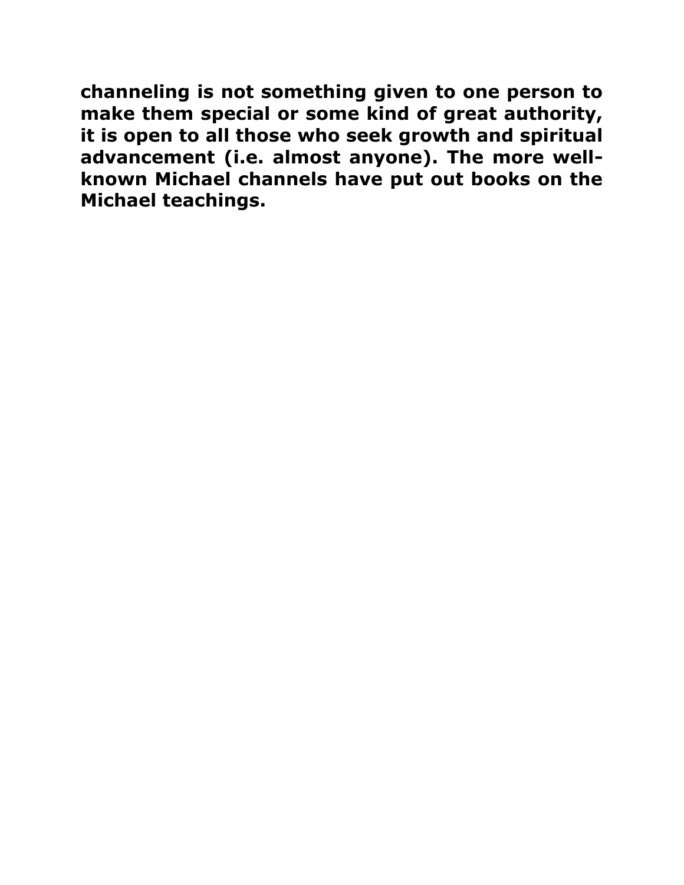**channeling is not something given to one person to make them special or some kind of great authority, it is open to all those who seek growth and spiritual advancement (i.e. almost anyone). The more well-known Michael channels have put out books on the Michael teachings.**